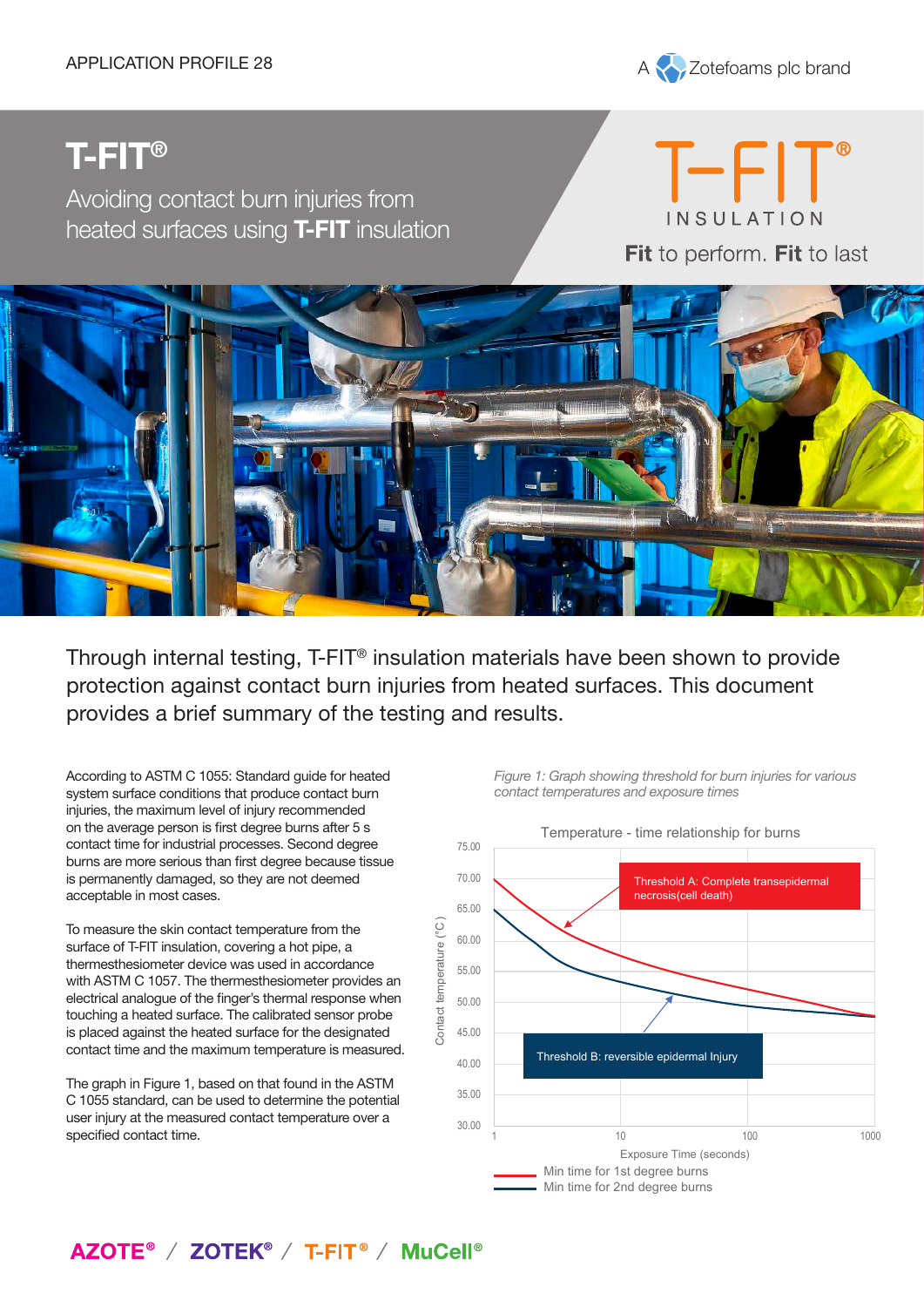APPLICATION PROFILE 28

A Zotefoams plc brand

# T-FIT®

## Avoiding contact burn injuries from heated surfaces using **T-FIT** insulation

T-FIT® INSULATION

**Fit** to perform. **Fit** to last

Through internal testing, T-FIT® insulation materials have been shown to provide protection against contact burn injuries from heated surfaces. This document provides a brief summary of the testing and results.

According to ASTM C 1055: Standard guide for heated system surface conditions that produce contact burn injuries, the maximum level of injury recommended on the average person is first degree burns after 5 s contact time for industrial processes. Second degree burns are more serious than first degree because tissue is permanently damaged, so they are not deemed acceptable in most cases.

To measure the skin contact temperature from the surface of T-FIT insulation, covering a hot pipe, a thermesthesiometer device was used in accordance with ASTM C 1057. The thermesthesiometer provides an electrical analogue of the finger's thermal response when touching a heated surface. The calibrated sensor probe is placed against the heated surface for the designated contact time and the maximum temperature is measured.

The graph in Figure 1, based on that found in the ASTM C 1055 standard, can be used to determine the potential user injury at the measured contact temperature over a specified contact time.

*Figure 1: Graph showing threshold for burn injuries for various contact temperatures and exposure times*

Temperature - time relationship for burns

- Threshold A: Complete transepidermal necrosis(cell death)
- Threshold B: reversible epidermal Injury

Contact temperature (°C): 30.00 – 75.00

Exposure Time (seconds): 1, 10, 100, 1000

- Min time for 1st degree burns
- Min time for 2nd degree burns

AZOTE® / ZOTEK® / T-FIT® / MuCell®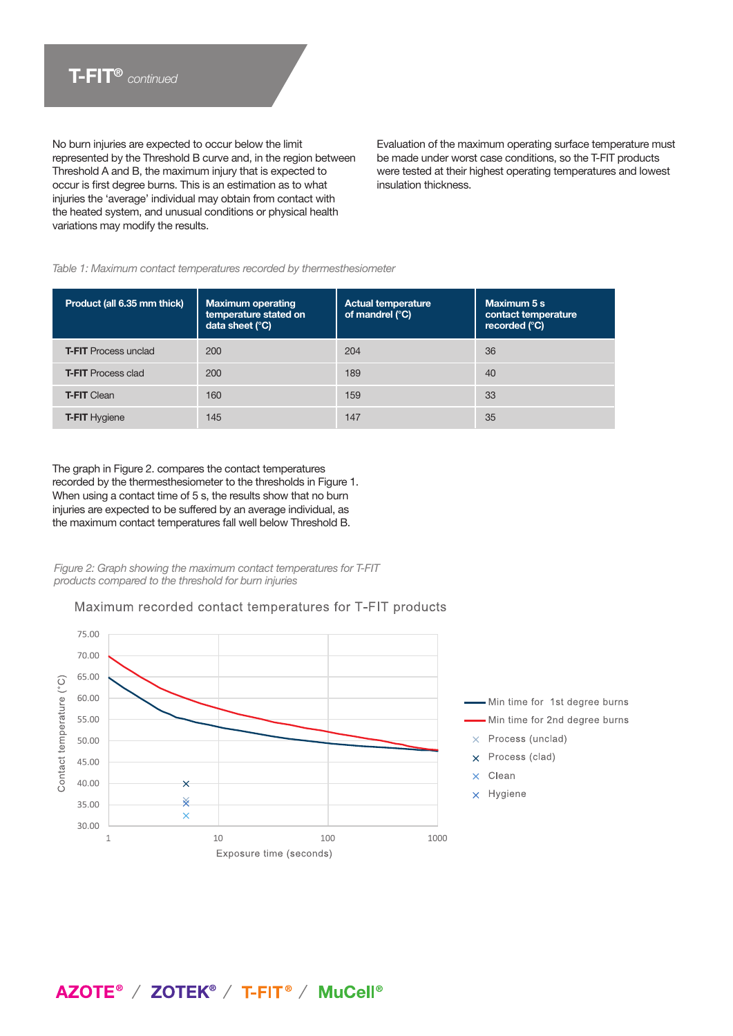## T-FIT® *continued*

No burn injuries are expected to occur below the limit represented by the Threshold B curve and, in the region between Threshold A and B, the maximum injury that is expected to occur is first degree burns. This is an estimation as to what injuries the 'average' individual may obtain from contact with the heated system, and unusual conditions or physical health variations may modify the results.

Evaluation of the maximum operating surface temperature must be made under worst case conditions, so the T-FIT products were tested at their highest operating temperatures and lowest insulation thickness.

*Table 1: Maximum contact temperatures recorded by thermesthesiometer*

| Product (all 6.35 mm thick) | Maximum operating temperature stated on data sheet (°C) | Actual temperature of mandrel (°C) | Maximum 5 s contact temperature recorded (°C) |
|---|---|---|---|
| **T-FIT** Process unclad | 200 | 204 | 36 |
| **T-FIT** Process clad | 200 | 189 | 40 |
| **T-FIT** Clean | 160 | 159 | 33 |
| **T-FIT** Hygiene | 145 | 147 | 35 |

The graph in Figure 2. compares the contact temperatures recorded by the thermesthesiometer to the thresholds in Figure 1. When using a contact time of 5 s, the results show that no burn injuries are expected to be suffered by an average individual, as the maximum contact temperatures fall well below Threshold B.

*Figure 2: Graph showing the maximum contact temperatures for T-FIT products compared to the threshold for burn injuries*

Maximum recorded contact temperatures for T-FIT products

Contact temperature (°C): 30.00, 35.00, 40.00, 45.00, 50.00, 55.00, 60.00, 65.00, 70.00, 75.00

Exposure time (seconds): 1, 10, 100, 1000

- Min time for 1st degree burns
- Min time for 2nd degree burns
- Process (unclad)
- Process (clad)
- Clean
- Hygiene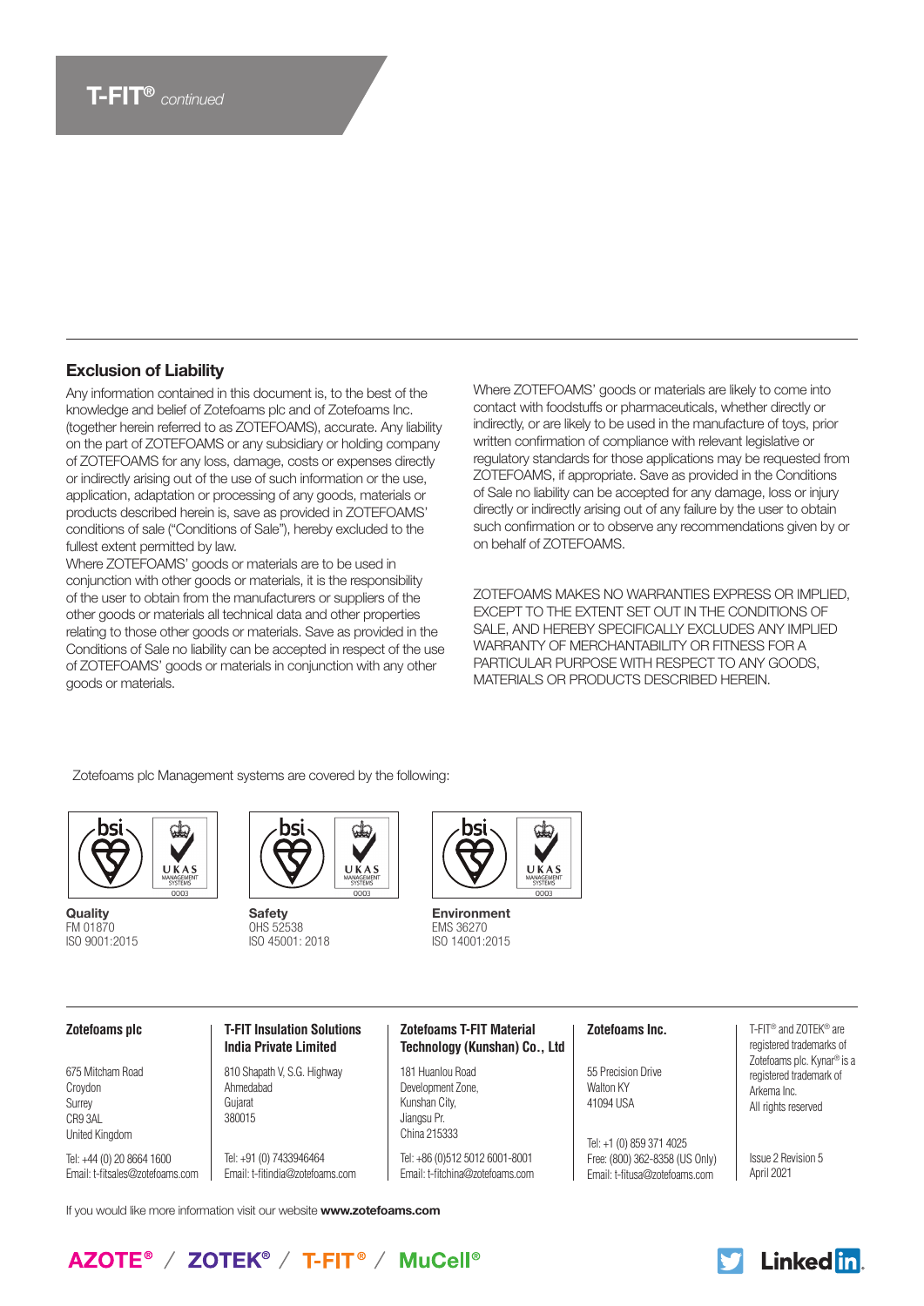# T-FIT® *continued*

## Exclusion of Liability

Any information contained in this document is, to the best of the knowledge and belief of Zotefoams plc and of Zotefoams Inc. (together herein referred to as ZOTEFOAMS), accurate. Any liability on the part of ZOTEFOAMS or any subsidiary or holding company of ZOTEFOAMS for any loss, damage, costs or expenses directly or indirectly arising out of the use of such information or the use, application, adaptation or processing of any goods, materials or products described herein is, save as provided in ZOTEFOAMS' conditions of sale ("Conditions of Sale"), hereby excluded to the fullest extent permitted by law.

Where ZOTEFOAMS' goods or materials are to be used in conjunction with other goods or materials, it is the responsibility of the user to obtain from the manufacturers or suppliers of the other goods or materials all technical data and other properties relating to those other goods or materials. Save as provided in the Conditions of Sale no liability can be accepted in respect of the use of ZOTEFOAMS' goods or materials in conjunction with any other goods or materials.

Where ZOTEFOAMS' goods or materials are likely to come into contact with foodstuffs or pharmaceuticals, whether directly or indirectly, or are likely to be used in the manufacture of toys, prior written confirmation of compliance with relevant legislative or regulatory standards for those applications may be requested from ZOTEFOAMS, if appropriate. Save as provided in the Conditions of Sale no liability can be accepted for any damage, loss or injury directly or indirectly arising out of any failure by the user to obtain such confirmation or to observe any recommendations given by or on behalf of ZOTEFOAMS.

ZOTEFOAMS MAKES NO WARRANTIES EXPRESS OR IMPLIED, EXCEPT TO THE EXTENT SET OUT IN THE CONDITIONS OF SALE, AND HEREBY SPECIFICALLY EXCLUDES ANY IMPLIED WARRANTY OF MERCHANTABILITY OR FITNESS FOR A PARTICULAR PURPOSE WITH RESPECT TO ANY GOODS, MATERIALS OR PRODUCTS DESCRIBED HEREIN.

Zotefoams plc Management systems are covered by the following:

**Quality**
FM 01870
ISO 9001:2015

**Safety**
OHS 52538
ISO 45001: 2018

**Environment**
EMS 36270
ISO 14001:2015

**Zotefoams plc**

675 Mitcham Road
Croydon
Surrey
CR9 3AL
United Kingdom

Tel: +44 (0) 20 8664 1600
Email: t-fitsales@zotefoams.com

**T-FIT Insulation Solutions India Private Limited**

810 Shapath V, S.G. Highway
Ahmedabad
Gujarat
380015

Tel: +91 (0) 7433946464
Email: t-fitindia@zotefoams.com

**Zotefoams T-FIT Material Technology (Kunshan) Co., Ltd**

181 Huanlou Road
Development Zone,
Kunshan City,
Jiangsu Pr.
China 215333

Tel: +86 (0)512 5012 6001-8001
Email: t-fitchina@zotefoams.com

**Zotefoams Inc.**

55 Precision Drive
Walton KY
41094 USA

Tel: +1 (0) 859 371 4025
Free: (800) 362-8358 (US Only)
Email: t-fitusa@zotefoams.com

T-FIT® and ZOTEK® are registered trademarks of Zotefoams plc. Kynar® is a registered trademark of Arkema Inc.
All rights reserved

Issue 2 Revision 5
April 2021

If you would like more information visit our website **www.zotefoams.com**

AZOTE® / ZOTEK® / T-FIT® / MuCell®